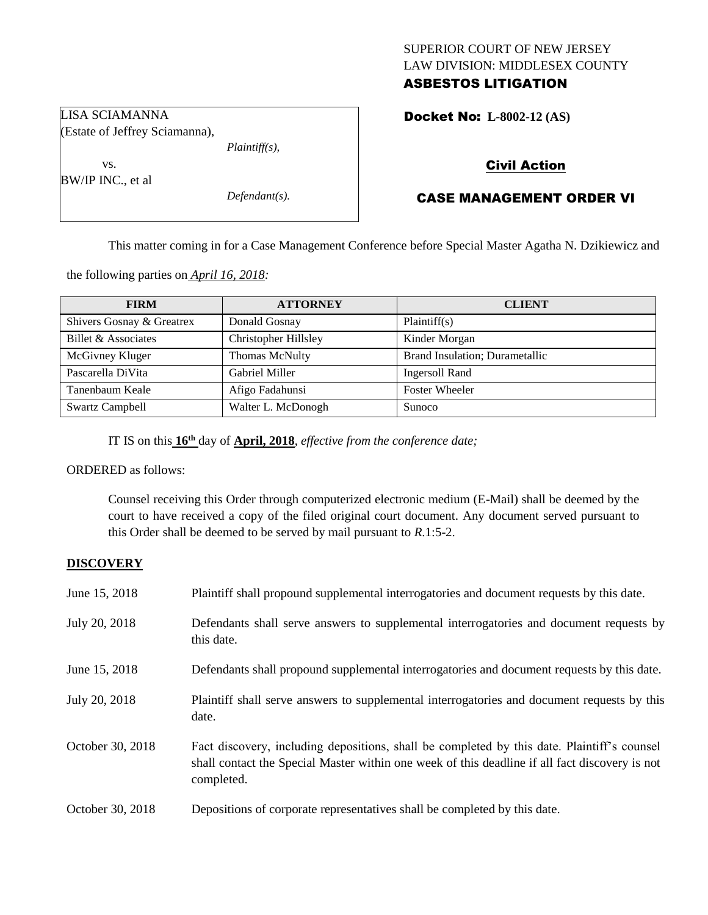SUPERIOR COURT OF NEW JERSEY
LAW DIVISION: MIDDLESEX COUNTY
**ASBESTOS LITIGATION**

LISA SCIAMANNA
(Estate of Jeffrey Sciamanna),
*Plaintiff(s),*
vs.
BW/IP INC., et al
*Defendant(s).*

**Docket No: L-8002-12 (AS)**

**Civil Action**

**CASE MANAGEMENT ORDER VI**

This matter coming in for a Case Management Conference before Special Master Agatha N. Dzikiewicz and the following parties on *April 16, 2018:*

| FIRM | ATTORNEY | CLIENT |
|---|---|---|
| Shivers Gosnay & Greatrex | Donald Gosnay | Plaintiff(s) |
| Billet & Associates | Christopher Hillsley | Kinder Morgan |
| McGivney Kluger | Thomas McNulty | Brand Insulation; Durametallic |
| Pascarella DiVita | Gabriel Miller | Ingersoll Rand |
| Tanenbaum Keale | Afigo Fadahunsi | Foster Wheeler |
| Swartz Campbell | Walter L. McDonogh | Sunoco |

IT IS on this **16th** day of **April, 2018**, *effective from the conference date;*

ORDERED as follows:

Counsel receiving this Order through computerized electronic medium (E-Mail) shall be deemed by the court to have received a copy of the filed original court document. Any document served pursuant to this Order shall be deemed to be served by mail pursuant to *R*.1:5-2.

## DISCOVERY

| | |
|---|---|
| June 15, 2018 | Plaintiff shall propound supplemental interrogatories and document requests by this date. |
| July 20, 2018 | Defendants shall serve answers to supplemental interrogatories and document requests by this date. |
| June 15, 2018 | Defendants shall propound supplemental interrogatories and document requests by this date. |
| July 20, 2018 | Plaintiff shall serve answers to supplemental interrogatories and document requests by this date. |
| October 30, 2018 | Fact discovery, including depositions, shall be completed by this date. Plaintiff's counsel shall contact the Special Master within one week of this deadline if all fact discovery is not completed. |
| October 30, 2018 | Depositions of corporate representatives shall be completed by this date. |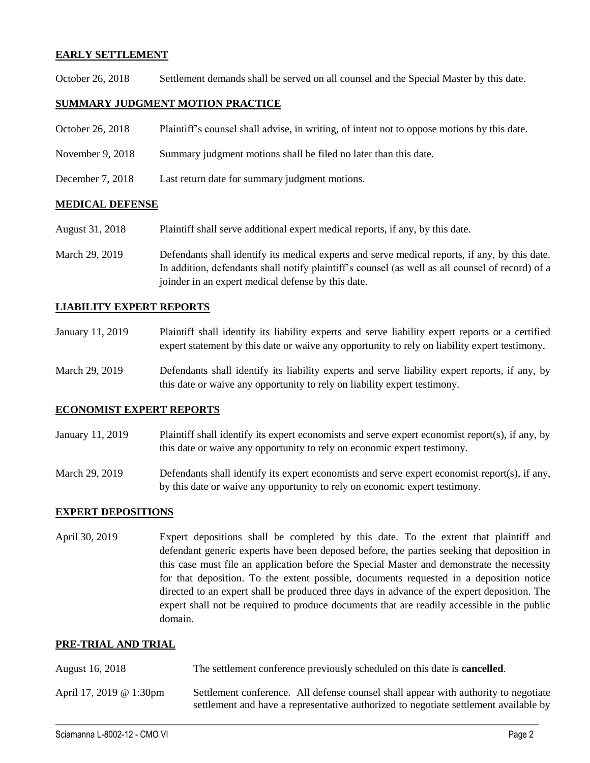## EARLY SETTLEMENT

October 26, 2018 Settlement demands shall be served on all counsel and the Special Master by this date.

## SUMMARY JUDGMENT MOTION PRACTICE

October 26, 2018 Plaintiff's counsel shall advise, in writing, of intent not to oppose motions by this date.

November 9, 2018 Summary judgment motions shall be filed no later than this date.

December 7, 2018 Last return date for summary judgment motions.

## MEDICAL DEFENSE

August 31, 2018 Plaintiff shall serve additional expert medical reports, if any, by this date.

March 29, 2019 Defendants shall identify its medical experts and serve medical reports, if any, by this date. In addition, defendants shall notify plaintiff's counsel (as well as all counsel of record) of a joinder in an expert medical defense by this date.

## LIABILITY EXPERT REPORTS

January 11, 2019 Plaintiff shall identify its liability experts and serve liability expert reports or a certified expert statement by this date or waive any opportunity to rely on liability expert testimony.

March 29, 2019 Defendants shall identify its liability experts and serve liability expert reports, if any, by this date or waive any opportunity to rely on liability expert testimony.

## ECONOMIST EXPERT REPORTS

January 11, 2019 Plaintiff shall identify its expert economists and serve expert economist report(s), if any, by this date or waive any opportunity to rely on economic expert testimony.

March 29, 2019 Defendants shall identify its expert economists and serve expert economist report(s), if any, by this date or waive any opportunity to rely on economic expert testimony.

## EXPERT DEPOSITIONS

April 30, 2019 Expert depositions shall be completed by this date. To the extent that plaintiff and defendant generic experts have been deposed before, the parties seeking that deposition in this case must file an application before the Special Master and demonstrate the necessity for that deposition. To the extent possible, documents requested in a deposition notice directed to an expert shall be produced three days in advance of the expert deposition. The expert shall not be required to produce documents that are readily accessible in the public domain.

## PRE-TRIAL AND TRIAL

August 16, 2018 The settlement conference previously scheduled on this date is **cancelled**.

April 17, 2019 @ 1:30pm Settlement conference. All defense counsel shall appear with authority to negotiate settlement and have a representative authorized to negotiate settlement available by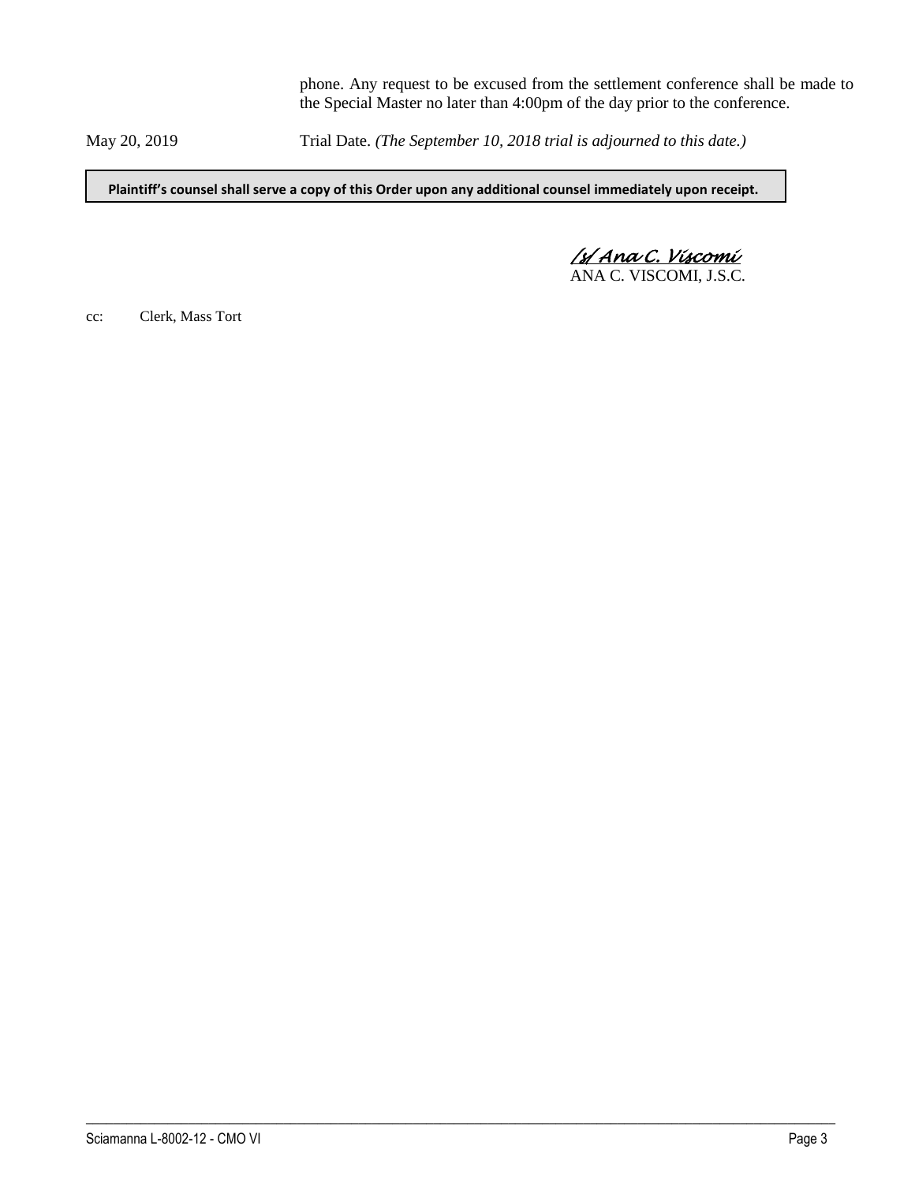phone. Any request to be excused from the settlement conference shall be made to the Special Master no later than 4:00pm of the day prior to the conference.

| | |
|---|---|
| May 20, 2019 | Trial Date. *(The September 10, 2018 trial is adjourned to this date.)* |

**Plaintiff's counsel shall serve a copy of this Order upon any additional counsel immediately upon receipt.**

*/s/ Ana C. Viscomi*
ANA C. VISCOMI, J.S.C.

cc: Clerk, Mass Tort